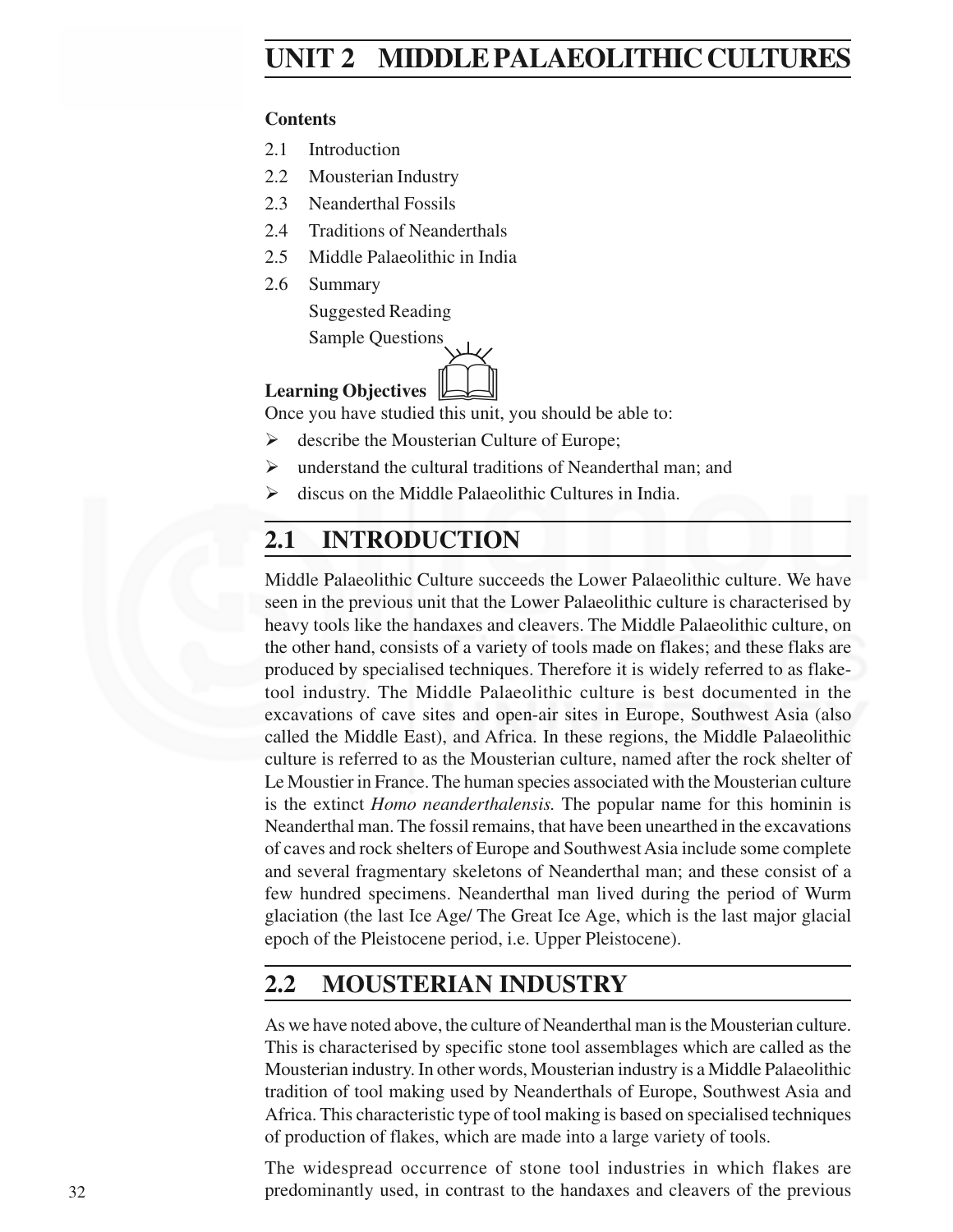# UNIT 2 MIDDLE PALAEOLITHIC CULTURES

**Contents**

2.1 Introduction

2.2 Mousterian Industry

2.3 Neanderthal Fossils

2.4 Traditions of Neanderthals

2.5 Middle Palaeolithic in India

2.6 Summary

Suggested Reading

Sample Questions

**Learning Objectives**

Once you have studied this unit, you should be able to:

- describe the Mousterian Culture of Europe;
- understand the cultural traditions of Neanderthal man; and
- discus on the Middle Palaeolithic Cultures in India.

## 2.1 INTRODUCTION

Middle Palaeolithic Culture succeeds the Lower Palaeolithic culture. We have seen in the previous unit that the Lower Palaeolithic culture is characterised by heavy tools like the handaxes and cleavers. The Middle Palaeolithic culture, on the other hand, consists of a variety of tools made on flakes; and these flaks are produced by specialised techniques. Therefore it is widely referred to as flake-tool industry. The Middle Palaeolithic culture is best documented in the excavations of cave sites and open-air sites in Europe, Southwest Asia (also called the Middle East), and Africa. In these regions, the Middle Palaeolithic culture is referred to as the Mousterian culture, named after the rock shelter of Le Moustier in France. The human species associated with the Mousterian culture is the extinct *Homo neanderthalensis.* The popular name for this hominin is Neanderthal man. The fossil remains, that have been unearthed in the excavations of caves and rock shelters of Europe and Southwest Asia include some complete and several fragmentary skeletons of Neanderthal man; and these consist of a few hundred specimens. Neanderthal man lived during the period of Wurm glaciation (the last Ice Age/ The Great Ice Age, which is the last major glacial epoch of the Pleistocene period, i.e. Upper Pleistocene).

## 2.2 MOUSTERIAN INDUSTRY

As we have noted above, the culture of Neanderthal man is the Mousterian culture. This is characterised by specific stone tool assemblages which are called as the Mousterian industry. In other words, Mousterian industry is a Middle Palaeolithic tradition of tool making used by Neanderthals of Europe, Southwest Asia and Africa. This characteristic type of tool making is based on specialised techniques of production of flakes, which are made into a large variety of tools.

The widespread occurrence of stone tool industries in which flakes are predominantly used, in contrast to the handaxes and cleavers of the previous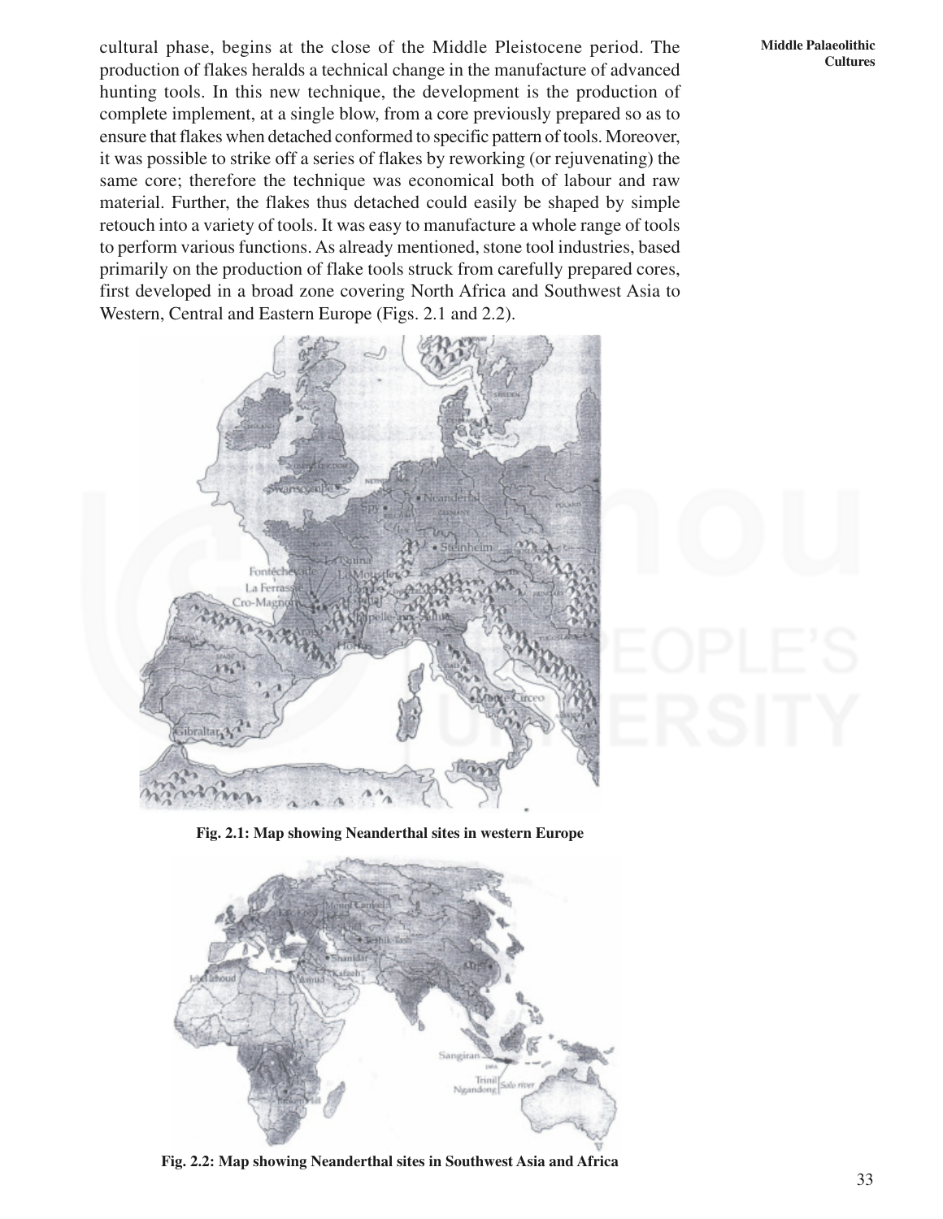cultural phase, begins at the close of the Middle Pleistocene period. The production of flakes heralds a technical change in the manufacture of advanced hunting tools. In this new technique, the development is the production of complete implement, at a single blow, from a core previously prepared so as to ensure that flakes when detached conformed to specific pattern of tools. Moreover, it was possible to strike off a series of flakes by reworking (or rejuvenating) the same core; therefore the technique was economical both of labour and raw material. Further, the flakes thus detached could easily be shaped by simple retouch into a variety of tools. It was easy to manufacture a whole range of tools to perform various functions. As already mentioned, stone tool industries, based primarily on the production of flake tools struck from carefully prepared cores, first developed in a broad zone covering North Africa and Southwest Asia to Western, Central and Eastern Europe (Figs. 2.1 and 2.2).

**Fig. 2.1: Map showing Neanderthal sites in western Europe**

**Fig. 2.2: Map showing Neanderthal sites in Southwest Asia and Africa**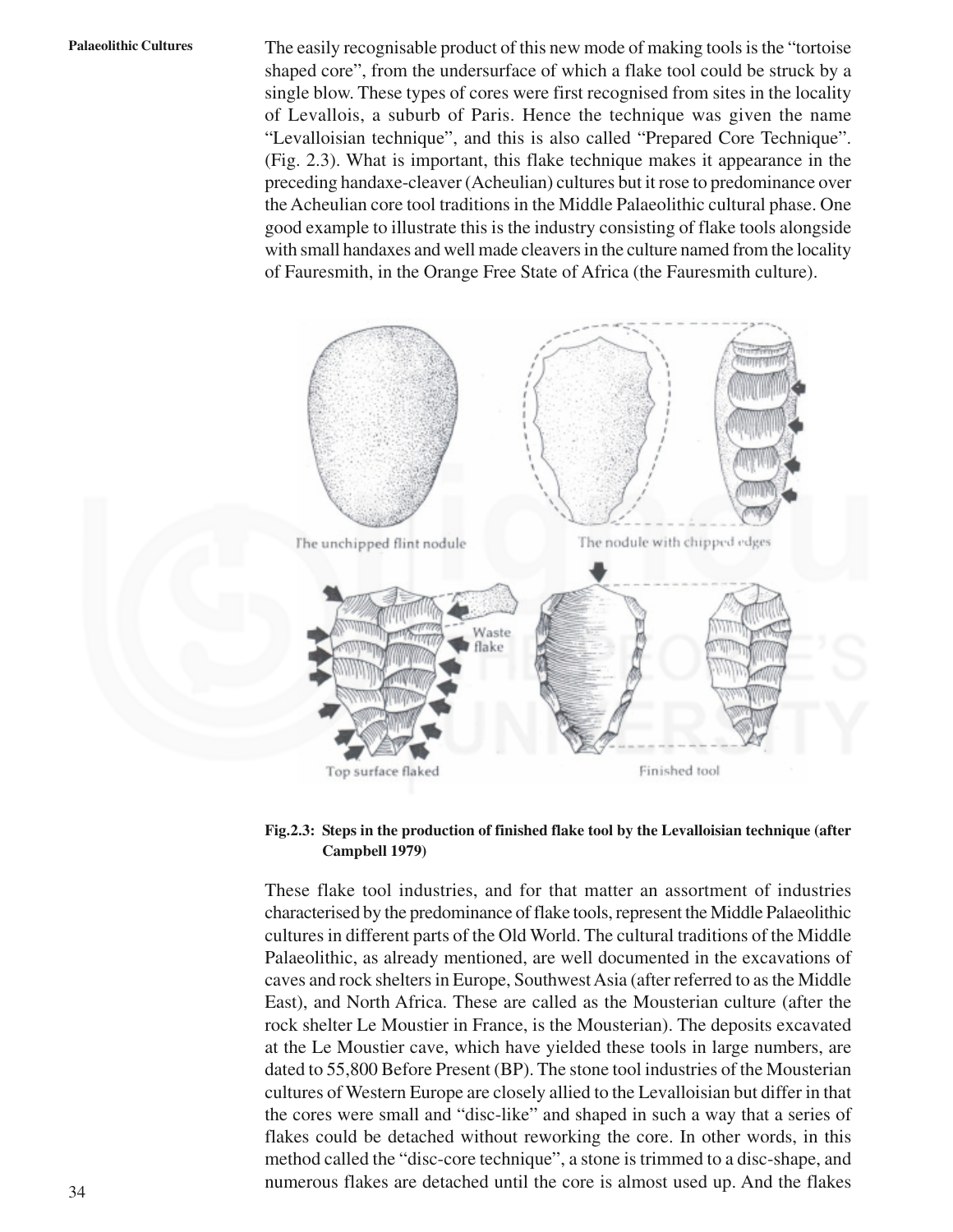The easily recognisable product of this new mode of making tools is the "tortoise shaped core", from the undersurface of which a flake tool could be struck by a single blow. These types of cores were first recognised from sites in the locality of Levallois, a suburb of Paris. Hence the technique was given the name "Levalloisian technique", and this is also called "Prepared Core Technique". (Fig. 2.3). What is important, this flake technique makes it appearance in the preceding handaxe-cleaver (Acheulian) cultures but it rose to predominance over the Acheulian core tool traditions in the Middle Palaeolithic cultural phase. One good example to illustrate this is the industry consisting of flake tools alongside with small handaxes and well made cleavers in the culture named from the locality of Fauresmith, in the Orange Free State of Africa (the Fauresmith culture).

**Fig.2.3: Steps in the production of finished flake tool by the Levalloisian technique (after Campbell 1979)**

These flake tool industries, and for that matter an assortment of industries characterised by the predominance of flake tools, represent the Middle Palaeolithic cultures in different parts of the Old World. The cultural traditions of the Middle Palaeolithic, as already mentioned, are well documented in the excavations of caves and rock shelters in Europe, Southwest Asia (after referred to as the Middle East), and North Africa. These are called as the Mousterian culture (after the rock shelter Le Moustier in France, is the Mousterian). The deposits excavated at the Le Moustier cave, which have yielded these tools in large numbers, are dated to 55,800 Before Present (BP). The stone tool industries of the Mousterian cultures of Western Europe are closely allied to the Levalloisian but differ in that the cores were small and "disc-like" and shaped in such a way that a series of flakes could be detached without reworking the core. In other words, in this method called the "disc-core technique", a stone is trimmed to a disc-shape, and numerous flakes are detached until the core is almost used up. And the flakes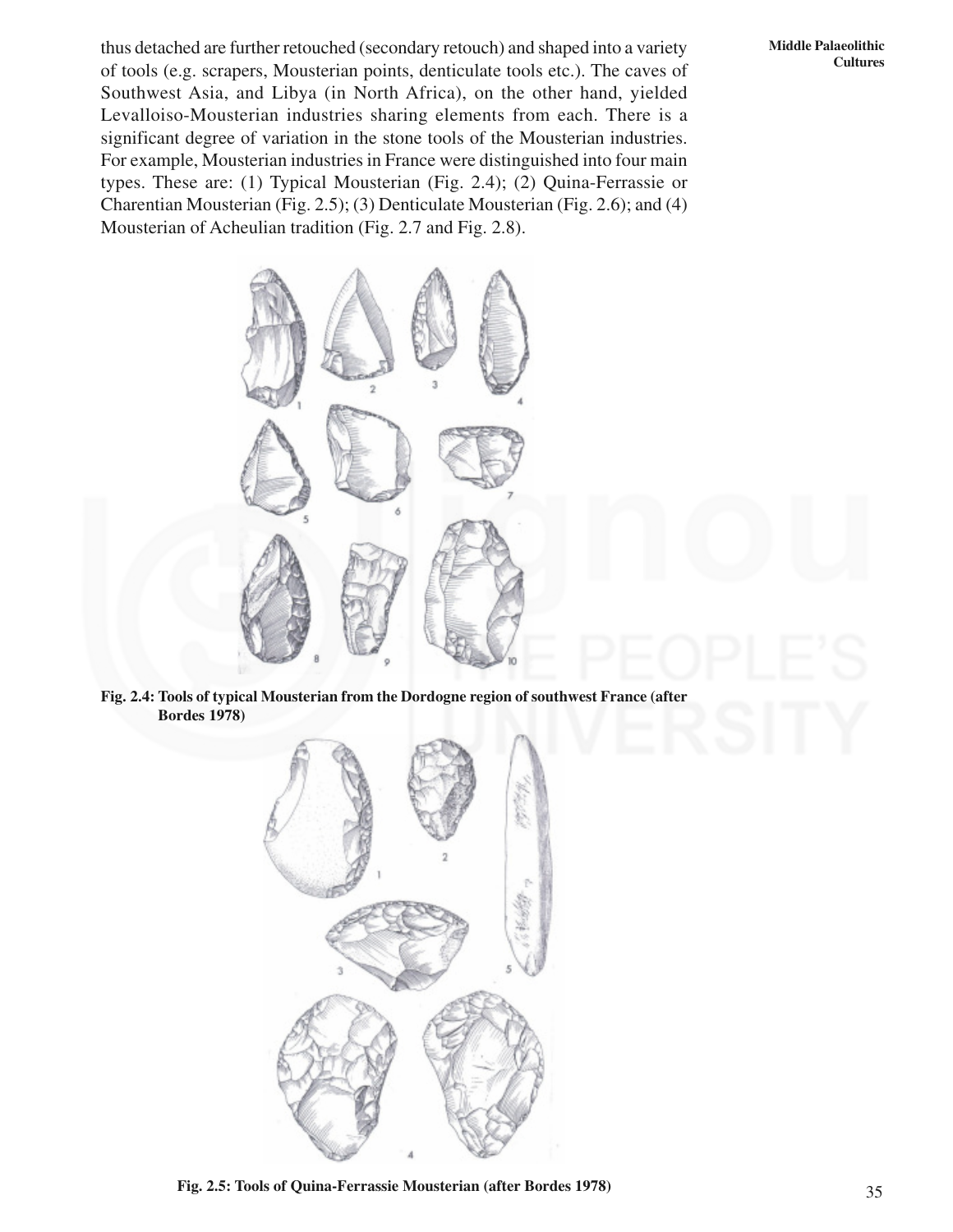thus detached are further retouched (secondary retouch) and shaped into a variety of tools (e.g. scrapers, Mousterian points, denticulate tools etc.). The caves of Southwest Asia, and Libya (in North Africa), on the other hand, yielded Levalloiso-Mousterian industries sharing elements from each. There is a significant degree of variation in the stone tools of the Mousterian industries. For example, Mousterian industries in France were distinguished into four main types. These are: (1) Typical Mousterian (Fig. 2.4); (2) Quina-Ferrassie or Charentian Mousterian (Fig. 2.5); (3) Denticulate Mousterian (Fig. 2.6); and (4) Mousterian of Acheulian tradition (Fig. 2.7 and Fig. 2.8).

**Fig. 2.4: Tools of typical Mousterian from the Dordogne region of southwest France (after Bordes 1978)**

**Fig. 2.5: Tools of Quina-Ferrassie Mousterian (after Bordes 1978)**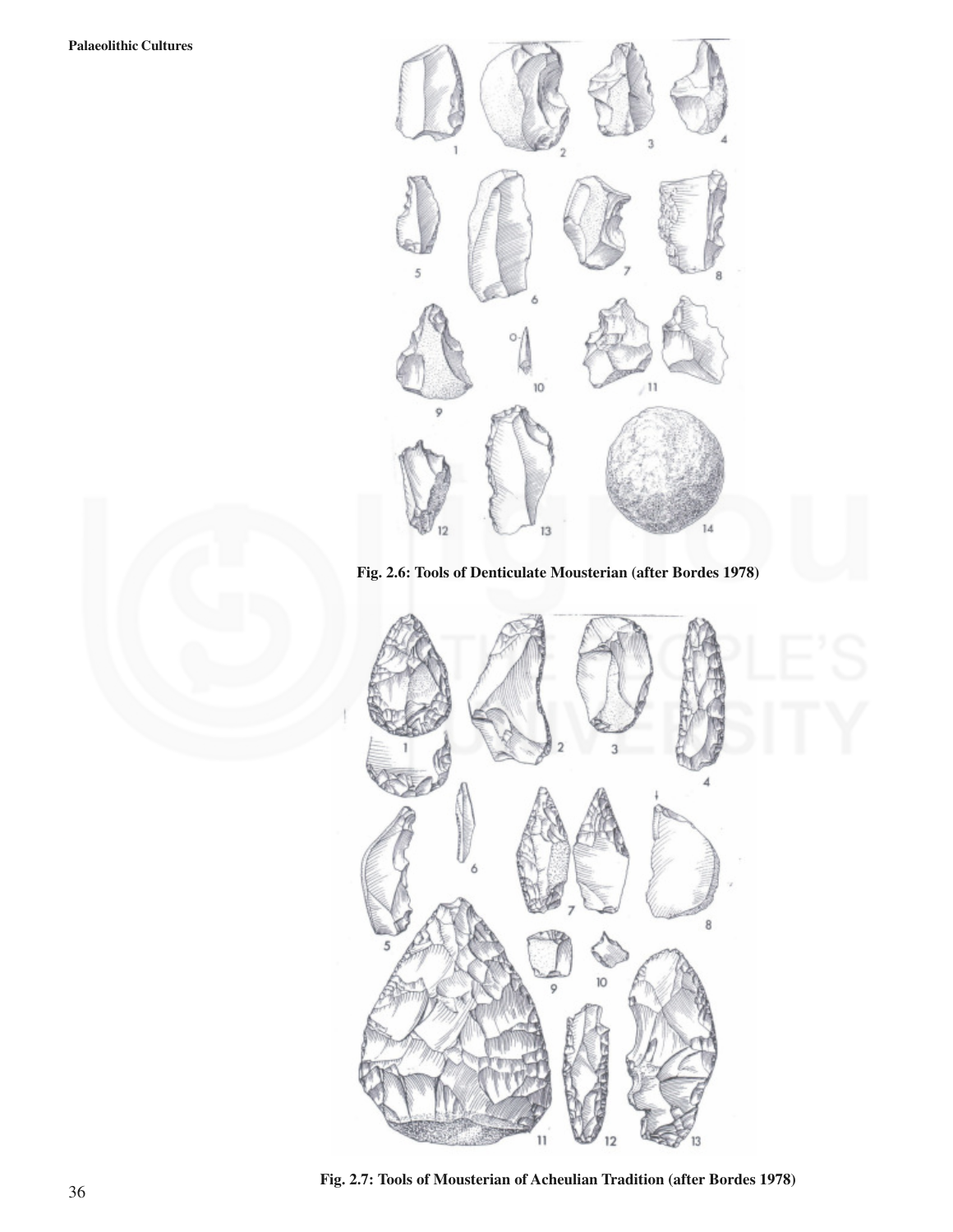Fig. 2.6: Tools of Denticulate Mousterian (after Bordes 1978)

Fig. 2.7: Tools of Mousterian of Acheulian Tradition (after Bordes 1978)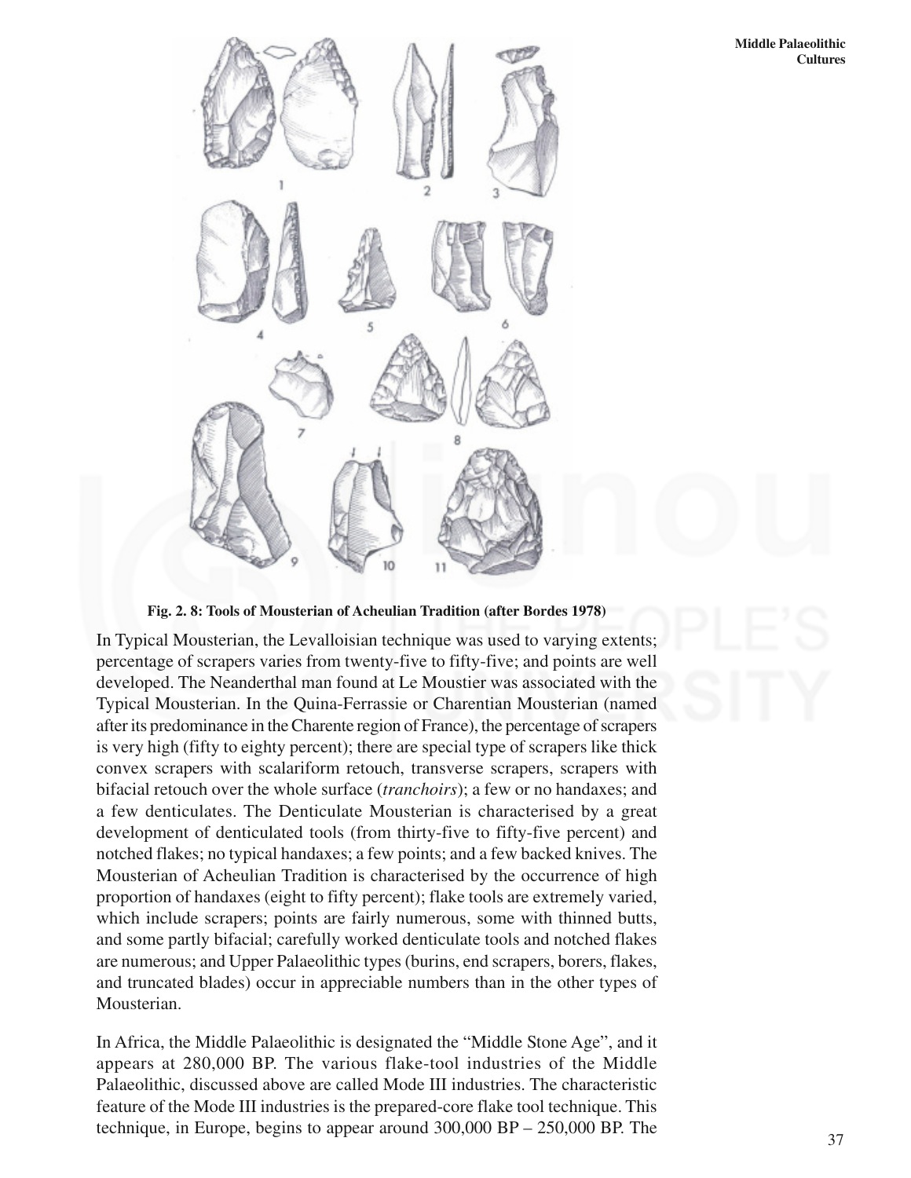Fig. 2. 8: Tools of Mousterian of Acheulian Tradition (after Bordes 1978)

In Typical Mousterian, the Levalloisian technique was used to varying extents; percentage of scrapers varies from twenty-five to fifty-five; and points are well developed. The Neanderthal man found at Le Moustier was associated with the Typical Mousterian. In the Quina-Ferrassie or Charentian Mousterian (named after its predominance in the Charente region of France), the percentage of scrapers is very high (fifty to eighty percent); there are special type of scrapers like thick convex scrapers with scalariform retouch, transverse scrapers, scrapers with bifacial retouch over the whole surface (*tranchoirs*); a few or no handaxes; and a few denticulates. The Denticulate Mousterian is characterised by a great development of denticulated tools (from thirty-five to fifty-five percent) and notched flakes; no typical handaxes; a few points; and a few backed knives. The Mousterian of Acheulian Tradition is characterised by the occurrence of high proportion of handaxes (eight to fifty percent); flake tools are extremely varied, which include scrapers; points are fairly numerous, some with thinned butts, and some partly bifacial; carefully worked denticulate tools and notched flakes are numerous; and Upper Palaeolithic types (burins, end scrapers, borers, flakes, and truncated blades) occur in appreciable numbers than in the other types of Mousterian.

In Africa, the Middle Palaeolithic is designated the "Middle Stone Age", and it appears at 280,000 BP. The various flake-tool industries of the Middle Palaeolithic, discussed above are called Mode III industries. The characteristic feature of the Mode III industries is the prepared-core flake tool technique. This technique, in Europe, begins to appear around 300,000 BP – 250,000 BP. The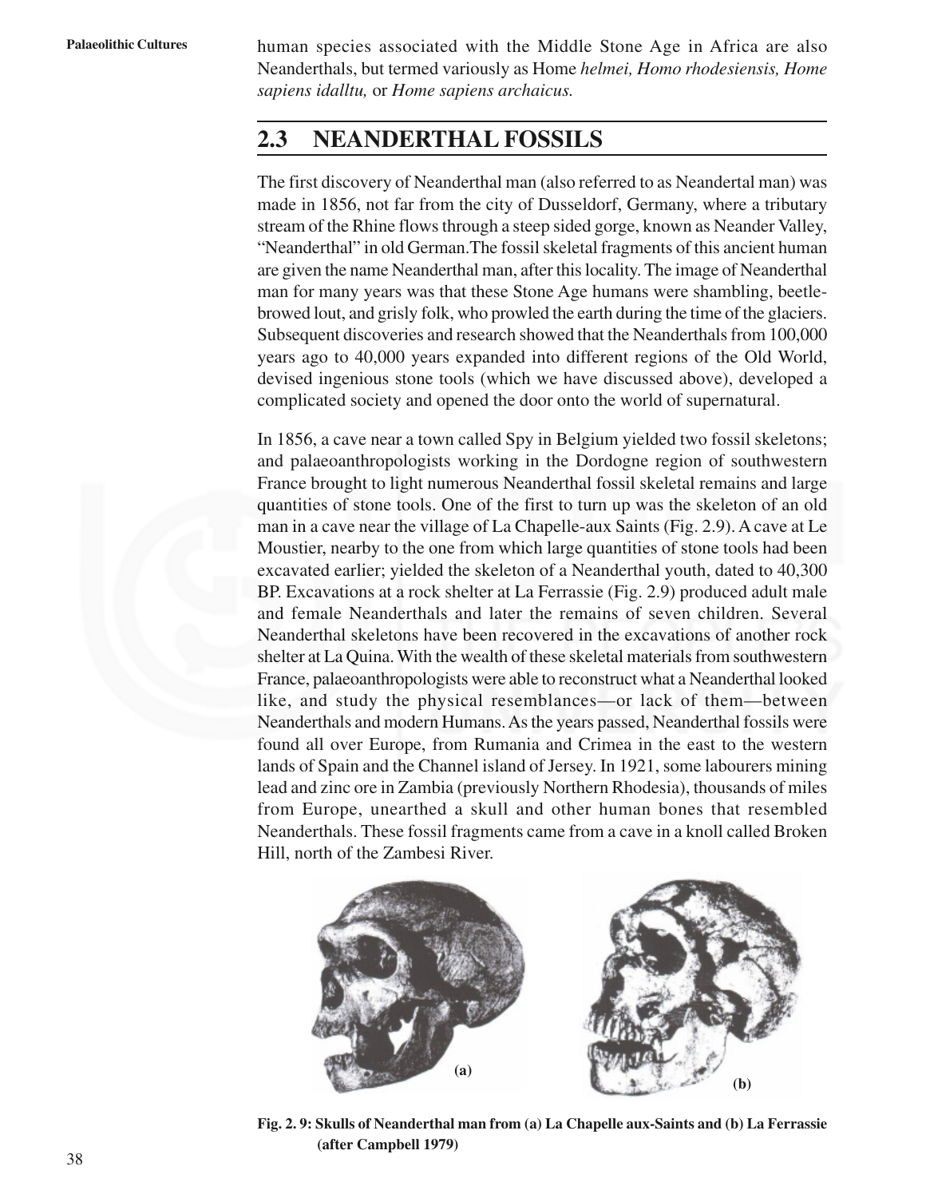human species associated with the Middle Stone Age in Africa are also Neanderthals, but termed variously as Home *helmei, Homo rhodesiensis, Home sapiens idalltu,* or *Home sapiens archaicus.*

## 2.3 NEANDERTHAL FOSSILS

The first discovery of Neanderthal man (also referred to as Neandertal man) was made in 1856, not far from the city of Dusseldorf, Germany, where a tributary stream of the Rhine flows through a steep sided gorge, known as Neander Valley, "Neanderthal" in old German.The fossil skeletal fragments of this ancient human are given the name Neanderthal man, after this locality. The image of Neanderthal man for many years was that these Stone Age humans were shambling, beetle-browed lout, and grisly folk, who prowled the earth during the time of the glaciers. Subsequent discoveries and research showed that the Neanderthals from 100,000 years ago to 40,000 years expanded into different regions of the Old World, devised ingenious stone tools (which we have discussed above), developed a complicated society and opened the door onto the world of supernatural.

In 1856, a cave near a town called Spy in Belgium yielded two fossil skeletons; and palaeoanthropologists working in the Dordogne region of southwestern France brought to light numerous Neanderthal fossil skeletal remains and large quantities of stone tools. One of the first to turn up was the skeleton of an old man in a cave near the village of La Chapelle-aux Saints (Fig. 2.9). A cave at Le Moustier, nearby to the one from which large quantities of stone tools had been excavated earlier; yielded the skeleton of a Neanderthal youth, dated to 40,300 BP. Excavations at a rock shelter at La Ferrassie (Fig. 2.9) produced adult male and female Neanderthals and later the remains of seven children. Several Neanderthal skeletons have been recovered in the excavations of another rock shelter at La Quina. With the wealth of these skeletal materials from southwestern France, palaeoanthropologists were able to reconstruct what a Neanderthal looked like, and study the physical resemblances—or lack of them—between Neanderthals and modern Humans. As the years passed, Neanderthal fossils were found all over Europe, from Rumania and Crimea in the east to the western lands of Spain and the Channel island of Jersey. In 1921, some labourers mining lead and zinc ore in Zambia (previously Northern Rhodesia), thousands of miles from Europe, unearthed a skull and other human bones that resembled Neanderthals. These fossil fragments came from a cave in a knoll called Broken Hill, north of the Zambesi River.

(a) (b)

**Fig. 2. 9: Skulls of Neanderthal man from (a) La Chapelle aux-Saints and (b) La Ferrassie (after Campbell 1979)**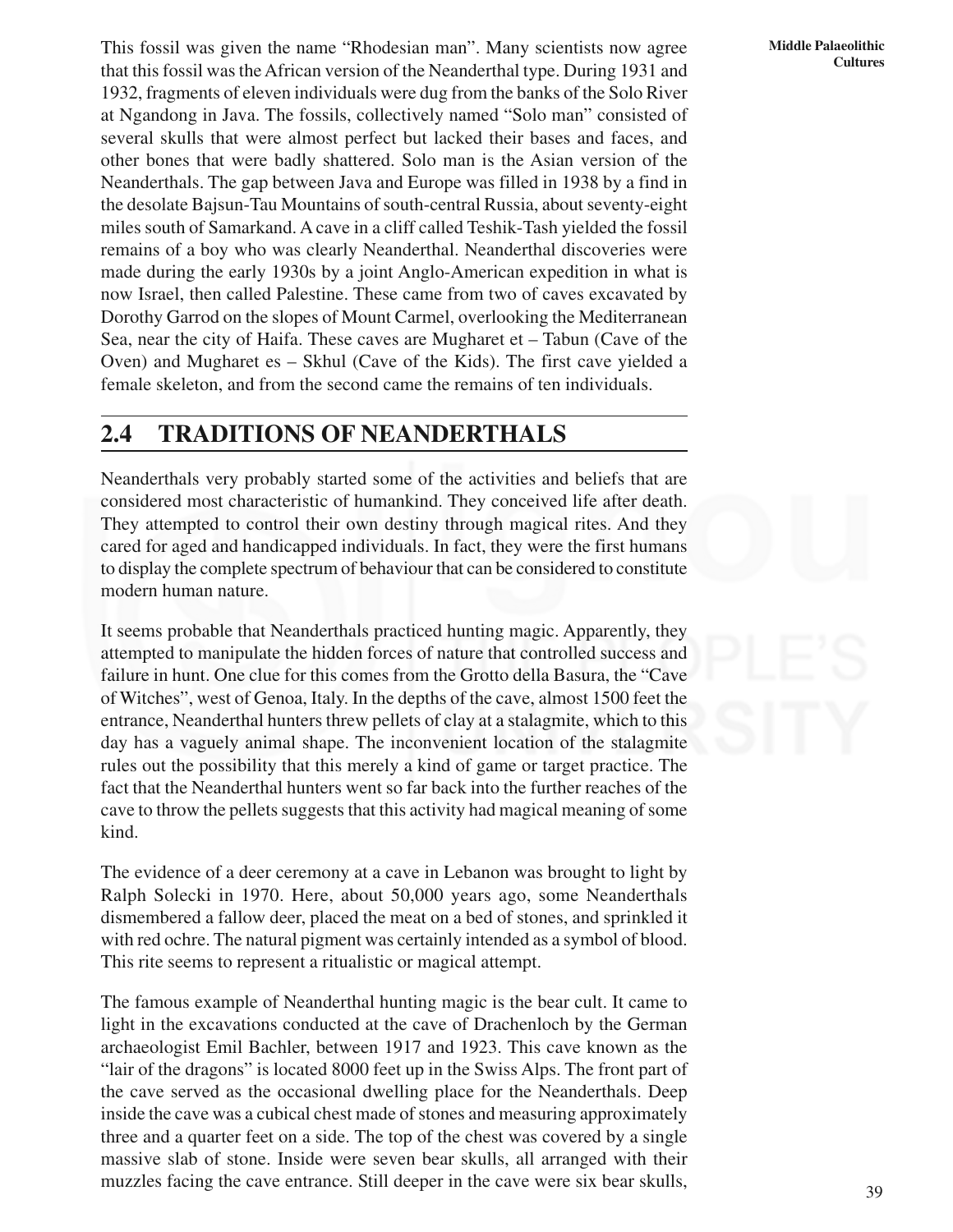This fossil was given the name "Rhodesian man". Many scientists now agree that this fossil was the African version of the Neanderthal type. During 1931 and 1932, fragments of eleven individuals were dug from the banks of the Solo River at Ngandong in Java. The fossils, collectively named "Solo man" consisted of several skulls that were almost perfect but lacked their bases and faces, and other bones that were badly shattered. Solo man is the Asian version of the Neanderthals. The gap between Java and Europe was filled in 1938 by a find in the desolate Bajsun-Tau Mountains of south-central Russia, about seventy-eight miles south of Samarkand. A cave in a cliff called Teshik-Tash yielded the fossil remains of a boy who was clearly Neanderthal. Neanderthal discoveries were made during the early 1930s by a joint Anglo-American expedition in what is now Israel, then called Palestine. These came from two of caves excavated by Dorothy Garrod on the slopes of Mount Carmel, overlooking the Mediterranean Sea, near the city of Haifa. These caves are Mugharet et – Tabun (Cave of the Oven) and Mugharet es – Skhul (Cave of the Kids). The first cave yielded a female skeleton, and from the second came the remains of ten individuals.

## 2.4 TRADITIONS OF NEANDERTHALS

Neanderthals very probably started some of the activities and beliefs that are considered most characteristic of humankind. They conceived life after death. They attempted to control their own destiny through magical rites. And they cared for aged and handicapped individuals. In fact, they were the first humans to display the complete spectrum of behaviour that can be considered to constitute modern human nature.

It seems probable that Neanderthals practiced hunting magic. Apparently, they attempted to manipulate the hidden forces of nature that controlled success and failure in hunt. One clue for this comes from the Grotto della Basura, the "Cave of Witches", west of Genoa, Italy. In the depths of the cave, almost 1500 feet the entrance, Neanderthal hunters threw pellets of clay at a stalagmite, which to this day has a vaguely animal shape. The inconvenient location of the stalagmite rules out the possibility that this merely a kind of game or target practice. The fact that the Neanderthal hunters went so far back into the further reaches of the cave to throw the pellets suggests that this activity had magical meaning of some kind.

The evidence of a deer ceremony at a cave in Lebanon was brought to light by Ralph Solecki in 1970. Here, about 50,000 years ago, some Neanderthals dismembered a fallow deer, placed the meat on a bed of stones, and sprinkled it with red ochre. The natural pigment was certainly intended as a symbol of blood. This rite seems to represent a ritualistic or magical attempt.

The famous example of Neanderthal hunting magic is the bear cult. It came to light in the excavations conducted at the cave of Drachenloch by the German archaeologist Emil Bachler, between 1917 and 1923. This cave known as the "lair of the dragons" is located 8000 feet up in the Swiss Alps. The front part of the cave served as the occasional dwelling place for the Neanderthals. Deep inside the cave was a cubical chest made of stones and measuring approximately three and a quarter feet on a side. The top of the chest was covered by a single massive slab of stone. Inside were seven bear skulls, all arranged with their muzzles facing the cave entrance. Still deeper in the cave were six bear skulls,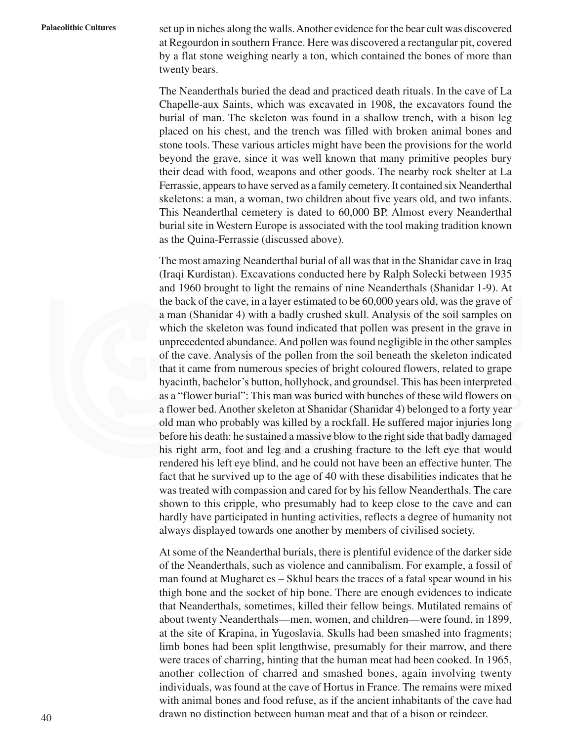set up in niches along the walls. Another evidence for the bear cult was discovered at Regourdon in southern France. Here was discovered a rectangular pit, covered by a flat stone weighing nearly a ton, which contained the bones of more than twenty bears.

The Neanderthals buried the dead and practiced death rituals. In the cave of La Chapelle-aux Saints, which was excavated in 1908, the excavators found the burial of man. The skeleton was found in a shallow trench, with a bison leg placed on his chest, and the trench was filled with broken animal bones and stone tools. These various articles might have been the provisions for the world beyond the grave, since it was well known that many primitive peoples bury their dead with food, weapons and other goods. The nearby rock shelter at La Ferrassie, appears to have served as a family cemetery. It contained six Neanderthal skeletons: a man, a woman, two children about five years old, and two infants. This Neanderthal cemetery is dated to 60,000 BP. Almost every Neanderthal burial site in Western Europe is associated with the tool making tradition known as the Quina-Ferrassie (discussed above).

The most amazing Neanderthal burial of all was that in the Shanidar cave in Iraq (Iraqi Kurdistan). Excavations conducted here by Ralph Solecki between 1935 and 1960 brought to light the remains of nine Neanderthals (Shanidar 1-9). At the back of the cave, in a layer estimated to be 60,000 years old, was the grave of a man (Shanidar 4) with a badly crushed skull. Analysis of the soil samples on which the skeleton was found indicated that pollen was present in the grave in unprecedented abundance. And pollen was found negligible in the other samples of the cave. Analysis of the pollen from the soil beneath the skeleton indicated that it came from numerous species of bright coloured flowers, related to grape hyacinth, bachelor's button, hollyhock, and groundsel. This has been interpreted as a "flower burial": This man was buried with bunches of these wild flowers on a flower bed. Another skeleton at Shanidar (Shanidar 4) belonged to a forty year old man who probably was killed by a rockfall. He suffered major injuries long before his death: he sustained a massive blow to the right side that badly damaged his right arm, foot and leg and a crushing fracture to the left eye that would rendered his left eye blind, and he could not have been an effective hunter. The fact that he survived up to the age of 40 with these disabilities indicates that he was treated with compassion and cared for by his fellow Neanderthals. The care shown to this cripple, who presumably had to keep close to the cave and can hardly have participated in hunting activities, reflects a degree of humanity not always displayed towards one another by members of civilised society.

At some of the Neanderthal burials, there is plentiful evidence of the darker side of the Neanderthals, such as violence and cannibalism. For example, a fossil of man found at Mugharet es – Skhul bears the traces of a fatal spear wound in his thigh bone and the socket of hip bone. There are enough evidences to indicate that Neanderthals, sometimes, killed their fellow beings. Mutilated remains of about twenty Neanderthals—men, women, and children—were found, in 1899, at the site of Krapina, in Yugoslavia. Skulls had been smashed into fragments; limb bones had been split lengthwise, presumably for their marrow, and there were traces of charring, hinting that the human meat had been cooked. In 1965, another collection of charred and smashed bones, again involving twenty individuals, was found at the cave of Hortus in France. The remains were mixed with animal bones and food refuse, as if the ancient inhabitants of the cave had drawn no distinction between human meat and that of a bison or reindeer.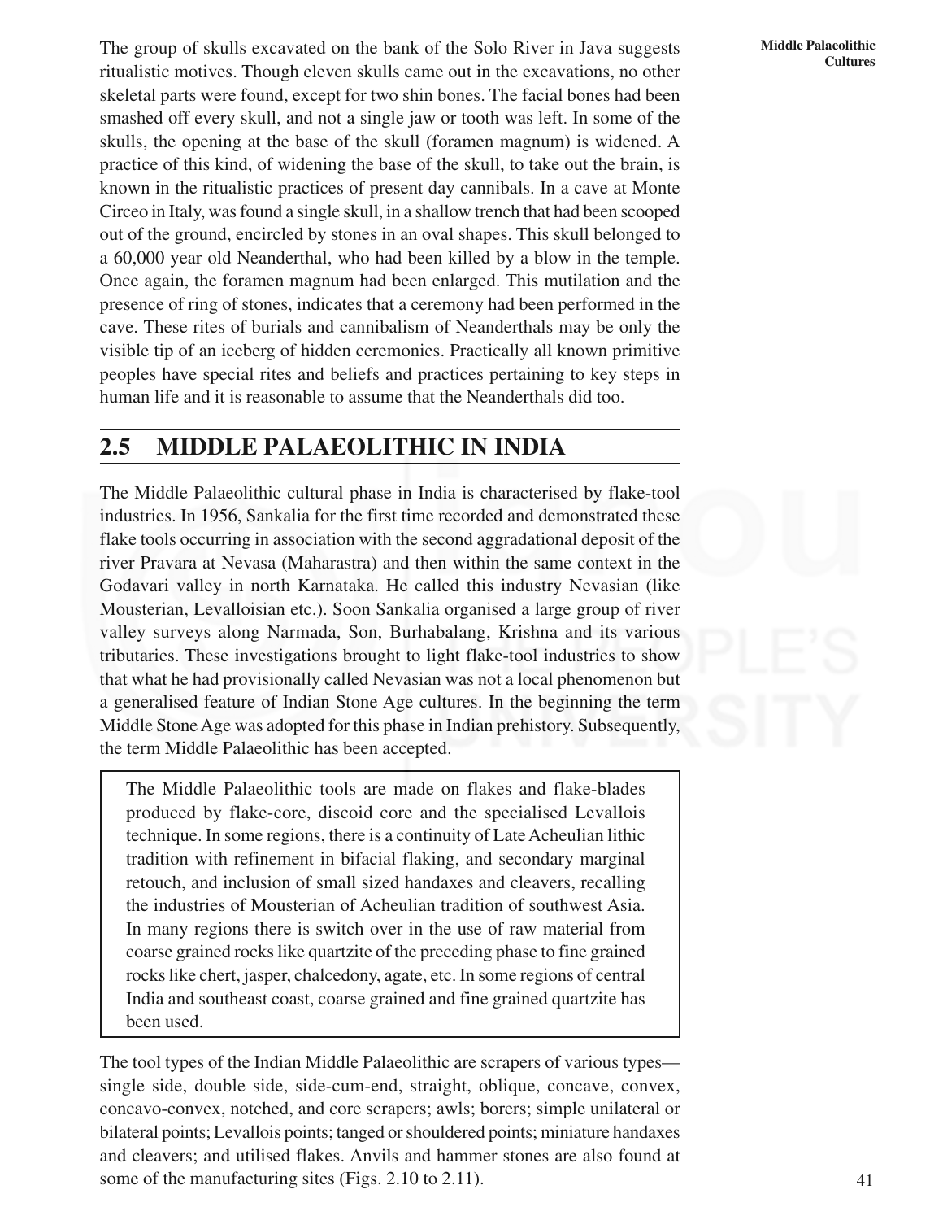The group of skulls excavated on the bank of the Solo River in Java suggests ritualistic motives. Though eleven skulls came out in the excavations, no other skeletal parts were found, except for two shin bones. The facial bones had been smashed off every skull, and not a single jaw or tooth was left. In some of the skulls, the opening at the base of the skull (foramen magnum) is widened. A practice of this kind, of widening the base of the skull, to take out the brain, is known in the ritualistic practices of present day cannibals. In a cave at Monte Circeo in Italy, was found a single skull, in a shallow trench that had been scooped out of the ground, encircled by stones in an oval shapes. This skull belonged to a 60,000 year old Neanderthal, who had been killed by a blow in the temple. Once again, the foramen magnum had been enlarged. This mutilation and the presence of ring of stones, indicates that a ceremony had been performed in the cave. These rites of burials and cannibalism of Neanderthals may be only the visible tip of an iceberg of hidden ceremonies. Practically all known primitive peoples have special rites and beliefs and practices pertaining to key steps in human life and it is reasonable to assume that the Neanderthals did too.

## 2.5 MIDDLE PALAEOLITHIC IN INDIA

The Middle Palaeolithic cultural phase in India is characterised by flake-tool industries. In 1956, Sankalia for the first time recorded and demonstrated these flake tools occurring in association with the second aggradational deposit of the river Pravara at Nevasa (Maharastra) and then within the same context in the Godavari valley in north Karnataka. He called this industry Nevasian (like Mousterian, Levalloisian etc.). Soon Sankalia organised a large group of river valley surveys along Narmada, Son, Burhabalang, Krishna and its various tributaries. These investigations brought to light flake-tool industries to show that what he had provisionally called Nevasian was not a local phenomenon but a generalised feature of Indian Stone Age cultures. In the beginning the term Middle Stone Age was adopted for this phase in Indian prehistory. Subsequently, the term Middle Palaeolithic has been accepted.

> The Middle Palaeolithic tools are made on flakes and flake-blades produced by flake-core, discoid core and the specialised Levallois technique. In some regions, there is a continuity of Late Acheulian lithic tradition with refinement in bifacial flaking, and secondary marginal retouch, and inclusion of small sized handaxes and cleavers, recalling the industries of Mousterian of Acheulian tradition of southwest Asia. In many regions there is switch over in the use of raw material from coarse grained rocks like quartzite of the preceding phase to fine grained rocks like chert, jasper, chalcedony, agate, etc. In some regions of central India and southeast coast, coarse grained and fine grained quartzite has been used.

The tool types of the Indian Middle Palaeolithic are scrapers of various types—single side, double side, side-cum-end, straight, oblique, concave, convex, concavo-convex, notched, and core scrapers; awls; borers; simple unilateral or bilateral points; Levallois points; tanged or shouldered points; miniature handaxes and cleavers; and utilised flakes. Anvils and hammer stones are also found at some of the manufacturing sites (Figs. 2.10 to 2.11).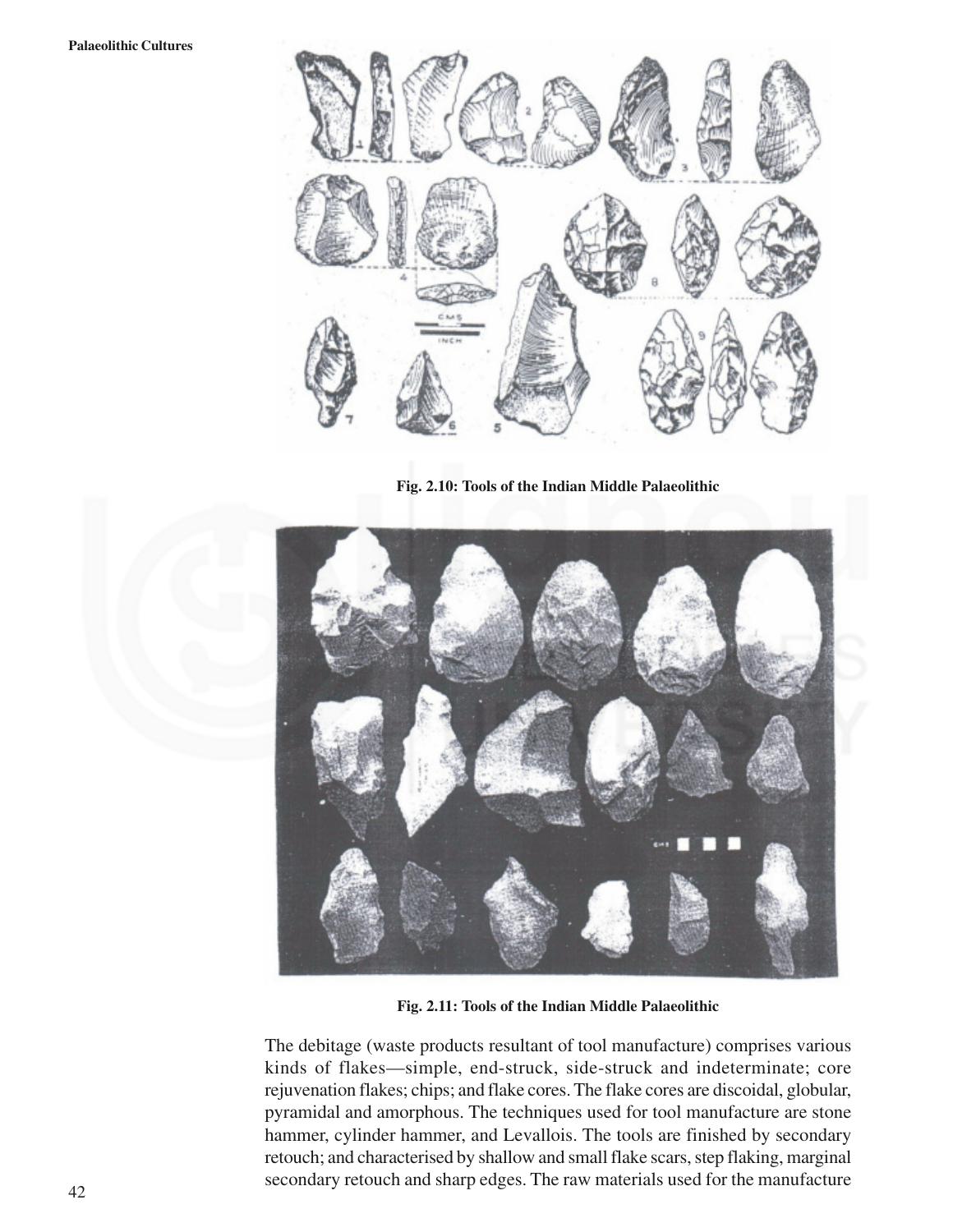Fig. 2.10: Tools of the Indian Middle Palaeolithic

Fig. 2.11: Tools of the Indian Middle Palaeolithic

The debitage (waste products resultant of tool manufacture) comprises various kinds of flakes—simple, end-struck, side-struck and indeterminate; core rejuvenation flakes; chips; and flake cores. The flake cores are discoidal, globular, pyramidal and amorphous. The techniques used for tool manufacture are stone hammer, cylinder hammer, and Levallois. The tools are finished by secondary retouch; and characterised by shallow and small flake scars, step flaking, marginal secondary retouch and sharp edges. The raw materials used for the manufacture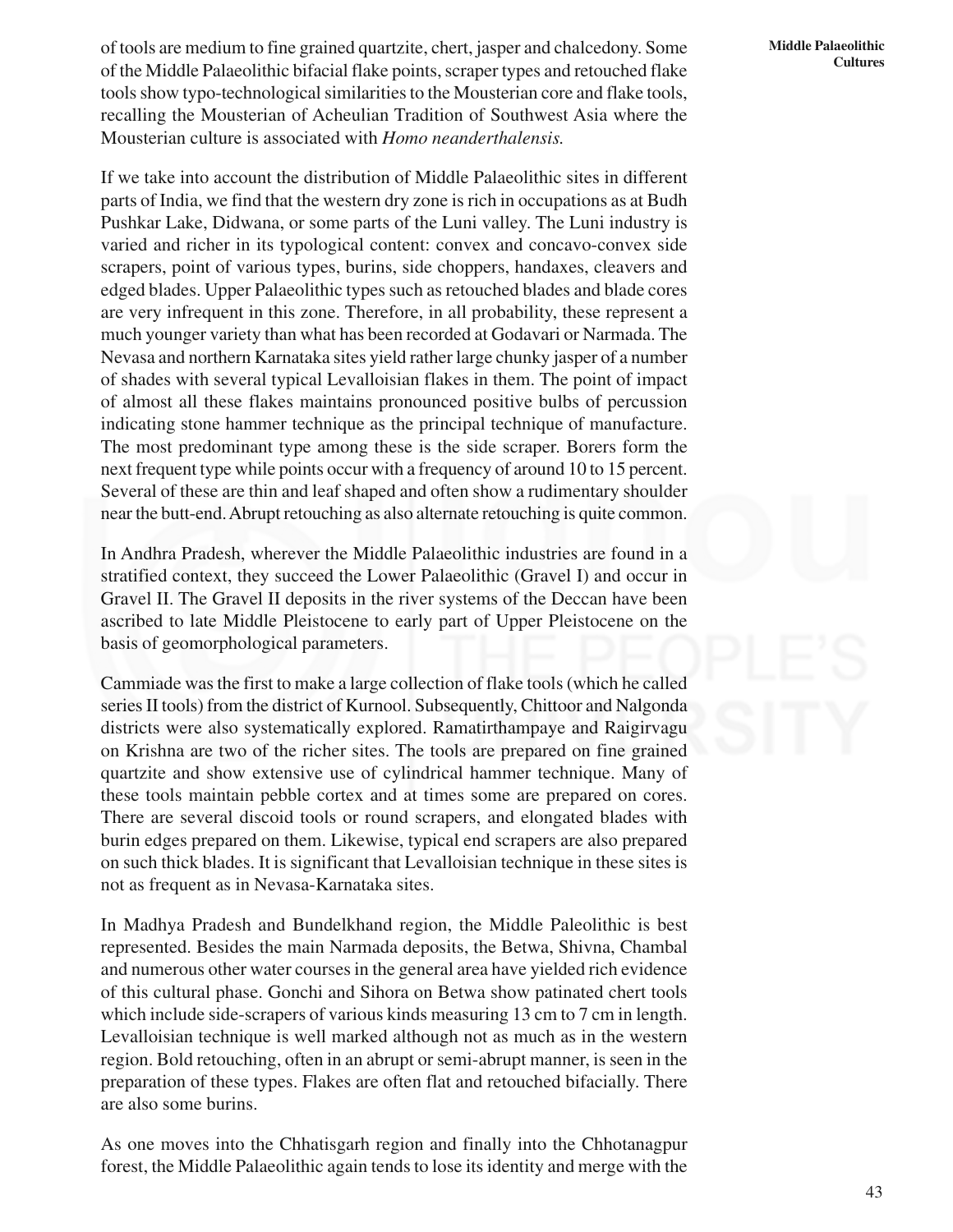of tools are medium to fine grained quartzite, chert, jasper and chalcedony. Some of the Middle Palaeolithic bifacial flake points, scraper types and retouched flake tools show typo-technological similarities to the Mousterian core and flake tools, recalling the Mousterian of Acheulian Tradition of Southwest Asia where the Mousterian culture is associated with *Homo neanderthalensis.*

If we take into account the distribution of Middle Palaeolithic sites in different parts of India, we find that the western dry zone is rich in occupations as at Budh Pushkar Lake, Didwana, or some parts of the Luni valley. The Luni industry is varied and richer in its typological content: convex and concavo-convex side scrapers, point of various types, burins, side choppers, handaxes, cleavers and edged blades. Upper Palaeolithic types such as retouched blades and blade cores are very infrequent in this zone. Therefore, in all probability, these represent a much younger variety than what has been recorded at Godavari or Narmada. The Nevasa and northern Karnataka sites yield rather large chunky jasper of a number of shades with several typical Levalloisian flakes in them. The point of impact of almost all these flakes maintains pronounced positive bulbs of percussion indicating stone hammer technique as the principal technique of manufacture. The most predominant type among these is the side scraper. Borers form the next frequent type while points occur with a frequency of around 10 to 15 percent. Several of these are thin and leaf shaped and often show a rudimentary shoulder near the butt-end. Abrupt retouching as also alternate retouching is quite common.

In Andhra Pradesh, wherever the Middle Palaeolithic industries are found in a stratified context, they succeed the Lower Palaeolithic (Gravel I) and occur in Gravel II. The Gravel II deposits in the river systems of the Deccan have been ascribed to late Middle Pleistocene to early part of Upper Pleistocene on the basis of geomorphological parameters.

Cammiade was the first to make a large collection of flake tools (which he called series II tools) from the district of Kurnool. Subsequently, Chittoor and Nalgonda districts were also systematically explored. Ramatirthampaye and Raigirvagu on Krishna are two of the richer sites. The tools are prepared on fine grained quartzite and show extensive use of cylindrical hammer technique. Many of these tools maintain pebble cortex and at times some are prepared on cores. There are several discoid tools or round scrapers, and elongated blades with burin edges prepared on them. Likewise, typical end scrapers are also prepared on such thick blades. It is significant that Levalloisian technique in these sites is not as frequent as in Nevasa-Karnataka sites.

In Madhya Pradesh and Bundelkhand region, the Middle Paleolithic is best represented. Besides the main Narmada deposits, the Betwa, Shivna, Chambal and numerous other water courses in the general area have yielded rich evidence of this cultural phase. Gonchi and Sihora on Betwa show patinated chert tools which include side-scrapers of various kinds measuring 13 cm to 7 cm in length. Levalloisian technique is well marked although not as much as in the western region. Bold retouching, often in an abrupt or semi-abrupt manner, is seen in the preparation of these types. Flakes are often flat and retouched bifacially. There are also some burins.

As one moves into the Chhatisgarh region and finally into the Chhotanagpur forest, the Middle Palaeolithic again tends to lose its identity and merge with the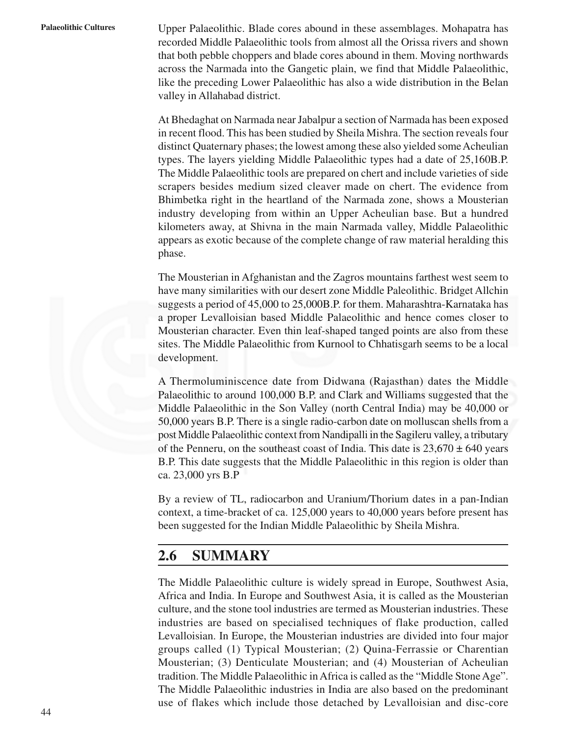Upper Palaeolithic. Blade cores abound in these assemblages. Mohapatra has recorded Middle Palaeolithic tools from almost all the Orissa rivers and shown that both pebble choppers and blade cores abound in them. Moving northwards across the Narmada into the Gangetic plain, we find that Middle Palaeolithic, like the preceding Lower Palaeolithic has also a wide distribution in the Belan valley in Allahabad district.

At Bhedaghat on Narmada near Jabalpur a section of Narmada has been exposed in recent flood. This has been studied by Sheila Mishra. The section reveals four distinct Quaternary phases; the lowest among these also yielded some Acheulian types. The layers yielding Middle Palaeolithic types had a date of 25,160B.P. The Middle Palaeolithic tools are prepared on chert and include varieties of side scrapers besides medium sized cleaver made on chert. The evidence from Bhimbetka right in the heartland of the Narmada zone, shows a Mousterian industry developing from within an Upper Acheulian base. But a hundred kilometers away, at Shivna in the main Narmada valley, Middle Palaeolithic appears as exotic because of the complete change of raw material heralding this phase.

The Mousterian in Afghanistan and the Zagros mountains farthest west seem to have many similarities with our desert zone Middle Paleolithic. Bridget Allchin suggests a period of 45,000 to 25,000B.P. for them. Maharashtra-Karnataka has a proper Levalloisian based Middle Palaeolithic and hence comes closer to Mousterian character. Even thin leaf-shaped tanged points are also from these sites. The Middle Palaeolithic from Kurnool to Chhatisgarh seems to be a local development.

A Thermoluminiscence date from Didwana (Rajasthan) dates the Middle Palaeolithic to around 100,000 B.P. and Clark and Williams suggested that the Middle Palaeolithic in the Son Valley (north Central India) may be 40,000 or 50,000 years B.P. There is a single radio-carbon date on molluscan shells from a post Middle Palaeolithic context from Nandipalli in the Sagileru valley, a tributary of the Penneru, on the southeast coast of India. This date is 23,670 ± 640 years B.P. This date suggests that the Middle Palaeolithic in this region is older than ca. 23,000 yrs B.P

By a review of TL, radiocarbon and Uranium/Thorium dates in a pan-Indian context, a time-bracket of ca. 125,000 years to 40,000 years before present has been suggested for the Indian Middle Palaeolithic by Sheila Mishra.

## 2.6 SUMMARY

The Middle Palaeolithic culture is widely spread in Europe, Southwest Asia, Africa and India. In Europe and Southwest Asia, it is called as the Mousterian culture, and the stone tool industries are termed as Mousterian industries. These industries are based on specialised techniques of flake production, called Levalloisian. In Europe, the Mousterian industries are divided into four major groups called (1) Typical Mousterian; (2) Quina-Ferrassie or Charentian Mousterian; (3) Denticulate Mousterian; and (4) Mousterian of Acheulian tradition. The Middle Palaeolithic in Africa is called as the "Middle Stone Age". The Middle Palaeolithic industries in India are also based on the predominant use of flakes which include those detached by Levalloisian and disc-core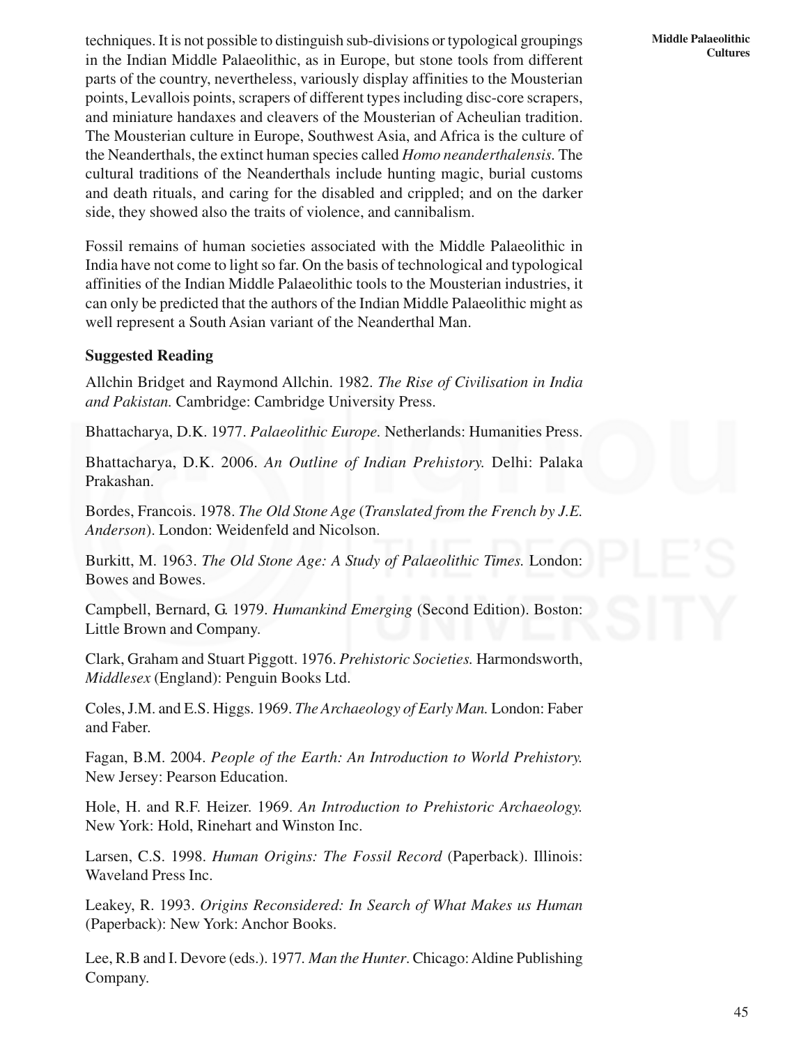techniques. It is not possible to distinguish sub-divisions or typological groupings in the Indian Middle Palaeolithic, as in Europe, but stone tools from different parts of the country, nevertheless, variously display affinities to the Mousterian points, Levallois points, scrapers of different types including disc-core scrapers, and miniature handaxes and cleavers of the Mousterian of Acheulian tradition. The Mousterian culture in Europe, Southwest Asia, and Africa is the culture of the Neanderthals, the extinct human species called *Homo neanderthalensis.* The cultural traditions of the Neanderthals include hunting magic, burial customs and death rituals, and caring for the disabled and crippled; and on the darker side, they showed also the traits of violence, and cannibalism.

Fossil remains of human societies associated with the Middle Palaeolithic in India have not come to light so far. On the basis of technological and typological affinities of the Indian Middle Palaeolithic tools to the Mousterian industries, it can only be predicted that the authors of the Indian Middle Palaeolithic might as well represent a South Asian variant of the Neanderthal Man.

**Suggested Reading**

Allchin Bridget and Raymond Allchin. 1982. *The Rise of Civilisation in India and Pakistan.* Cambridge: Cambridge University Press.

Bhattacharya, D.K. 1977. *Palaeolithic Europe.* Netherlands: Humanities Press.

Bhattacharya, D.K. 2006. *An Outline of Indian Prehistory.* Delhi: Palaka Prakashan.

Bordes, Francois. 1978. *The Old Stone Age* (*Translated from the French by J.E. Anderson*). London: Weidenfeld and Nicolson.

Burkitt, M. 1963. *The Old Stone Age: A Study of Palaeolithic Times.* London: Bowes and Bowes.

Campbell, Bernard, G. 1979. *Humankind Emerging* (Second Edition). Boston: Little Brown and Company.

Clark, Graham and Stuart Piggott. 1976. *Prehistoric Societies.* Harmondsworth, *Middlesex* (England): Penguin Books Ltd.

Coles, J.M. and E.S. Higgs. 1969. *The Archaeology of Early Man.* London: Faber and Faber.

Fagan, B.M. 2004. *People of the Earth: An Introduction to World Prehistory.* New Jersey: Pearson Education.

Hole, H. and R.F. Heizer. 1969. *An Introduction to Prehistoric Archaeology.* New York: Hold, Rinehart and Winston Inc.

Larsen, C.S. 1998. *Human Origins: The Fossil Record* (Paperback). Illinois: Waveland Press Inc.

Leakey, R. 1993. *Origins Reconsidered: In Search of What Makes us Human* (Paperback): New York: Anchor Books.

Lee, R.B and I. Devore (eds.). 1977. *Man the Hunter*. Chicago: Aldine Publishing Company.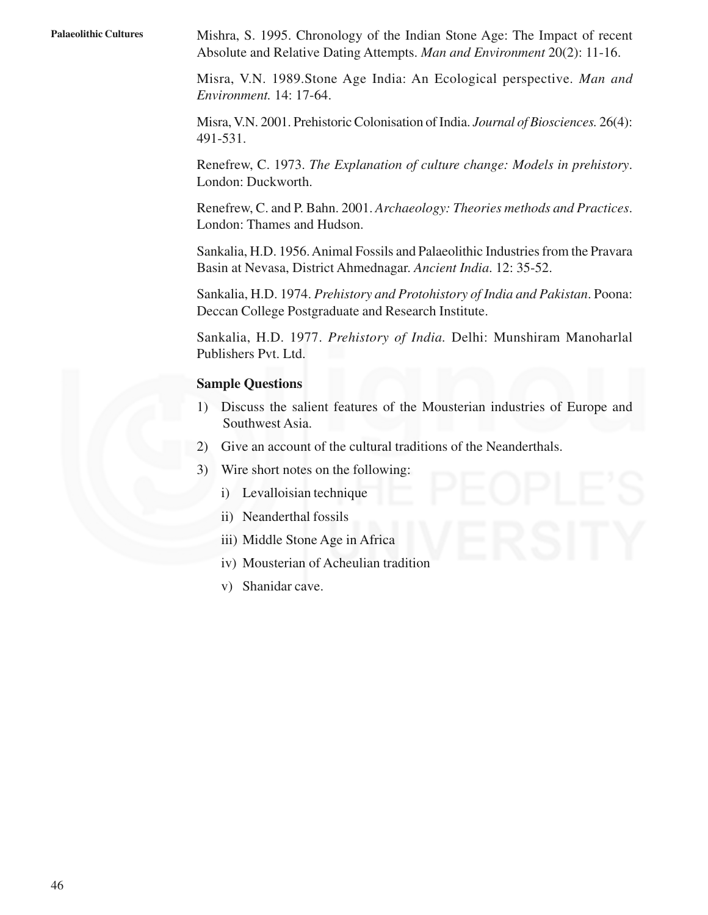Mishra, S. 1995. Chronology of the Indian Stone Age: The Impact of recent Absolute and Relative Dating Attempts. *Man and Environment* 20(2): 11-16.

Misra, V.N. 1989.Stone Age India: An Ecological perspective. *Man and Environment.* 14: 17-64.

Misra, V.N. 2001. Prehistoric Colonisation of India. *Journal of Biosciences.* 26(4): 491-531.

Renefrew, C. 1973. *The Explanation of culture change: Models in prehistory*. London: Duckworth.

Renefrew, C. and P. Bahn. 2001. *Archaeology: Theories methods and Practices*. London: Thames and Hudson.

Sankalia, H.D. 1956. Animal Fossils and Palaeolithic Industries from the Pravara Basin at Nevasa, District Ahmednagar. *Ancient India.* 12: 35-52.

Sankalia, H.D. 1974. *Prehistory and Protohistory of India and Pakistan*. Poona: Deccan College Postgraduate and Research Institute.

Sankalia, H.D. 1977. *Prehistory of India.* Delhi: Munshiram Manoharlal Publishers Pvt. Ltd.

**Sample Questions**

1) Discuss the salient features of the Mousterian industries of Europe and Southwest Asia.
2) Give an account of the cultural traditions of the Neanderthals.
3) Wire short notes on the following:
   i) Levalloisian technique
   ii) Neanderthal fossils
   iii) Middle Stone Age in Africa
   iv) Mousterian of Acheulian tradition
   v) Shanidar cave.